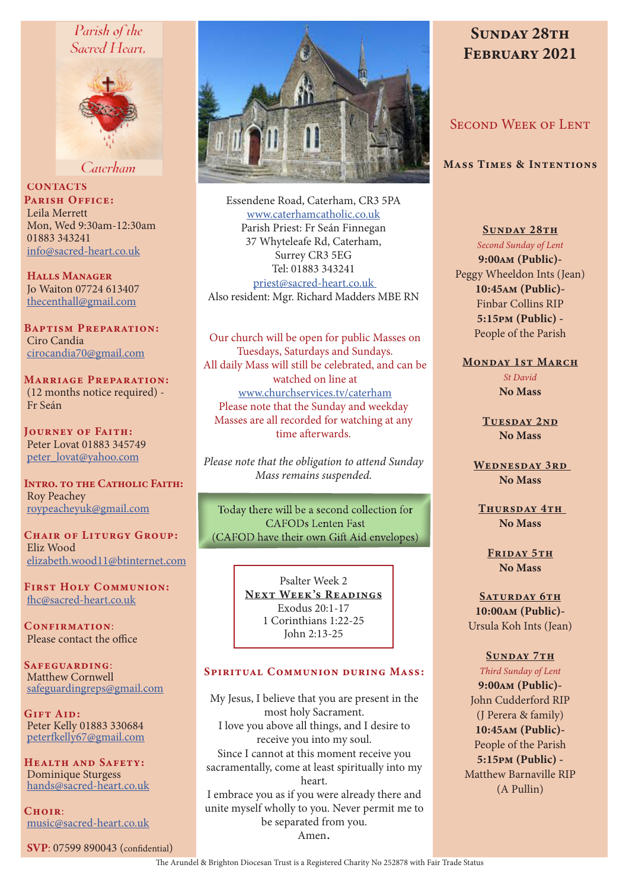Parish of the Sacred Heart, Caterham

**CONTACTS**

**Parish Office:**
Leila Merrett
Mon, Wed 9:30am-12:30am
01883 343241
info@sacred-heart.co.uk

**Halls Manager**
Jo Waiton 07724 613407
thecenthall@gmail.com

**Baptism Preparation:**
Ciro Candia
cirocandia70@gmail.com

**Marriage Preparation:**
(12 months notice required) - Fr Seán

**Journey of Faith:**
Peter Lovat 01883 345749
peter_lovat@yahoo.com

**Intro. to the Catholic Faith:**
Roy Peachey
roypeacheyuk@gmail.com

**Chair of Liturgy Group:**
Eliz Wood
elizabeth.wood11@btinternet.com

**First Holy Communion:**
fhc@sacred-heart.co.uk

**Confirmation:**
Please contact the office

**Safeguarding:**
Matthew Cornwell
safeguardingreps@gmail.com

**Gift Aid:**
Peter Kelly 01883 330684
peterfkelly67@gmail.com

**Health and Safety:**
Dominique Sturgess
hands@sacred-heart.co.uk

**Choir:**
music@sacred-heart.co.uk

**SVP**: 07599 890043 (confidential)

Essendene Road, Caterham, CR3 5PA
www.caterhamcatholic.co.uk
Parish Priest: Fr Seán Finnegan
37 Whyteleafe Rd, Caterham,
Surrey CR3 5EG
Tel: 01883 343241
priest@sacred-heart.co.uk
Also resident: Mgr. Richard Madders MBE RN

Our church will be open for public Masses on Tuesdays, Saturdays and Sundays.
All daily Mass will still be celebrated, and can be watched on line at www.churchservices.tv/caterham
Please note that the Sunday and weekday Masses are all recorded for watching at any time afterwards.

*Please note that the obligation to attend Sunday Mass remains suspended.*

Today there will be a second collection for CAFODs Lenten Fast
(CAFOD have their own Gift Aid envelopes)

Psalter Week 2
**Next Week's Readings**
Exodus 20:1-17
1 Corinthians 1:22-25
John 2:13-25

## Spiritual Communion during Mass:

My Jesus, I believe that you are present in the most holy Sacrament.
I love you above all things, and I desire to receive you into my soul.
Since I cannot at this moment receive you sacramentally, come at least spiritually into my heart.
I embrace you as if you were already there and unite myself wholly to you. Never permit me to be separated from you.
Amen.

# Sunday 28th February 2021

## Second Week of Lent

### Mass Times & Intentions

**Sunday 28th**
*Second Sunday of Lent*
**9:00am (Public)**- Peggy Wheeldon Ints (Jean)
**10:45am (Public)**- Finbar Collins RIP
**5:15pm (Public)** - People of the Parish

**Monday 1st March**
*St David*
**No Mass**

**Tuesday 2nd**
**No Mass**

**Wednesday 3rd**
**No Mass**

**Thursday 4th**
**No Mass**

**Friday 5th**
**No Mass**

**Saturday 6th**
**10:00am (Public)**- Ursula Koh Ints (Jean)

**Sunday 7th**
*Third Sunday of Lent*
**9:00am (Public)**- John Cudderford RIP (J Perera & family)
**10:45am (Public)**- People of the Parish
**5:15pm (Public)** - Matthew Barnaville RIP (A Pullin)

The Arundel & Brighton Diocesan Trust is a Registered Charity No 252878 with Fair Trade Status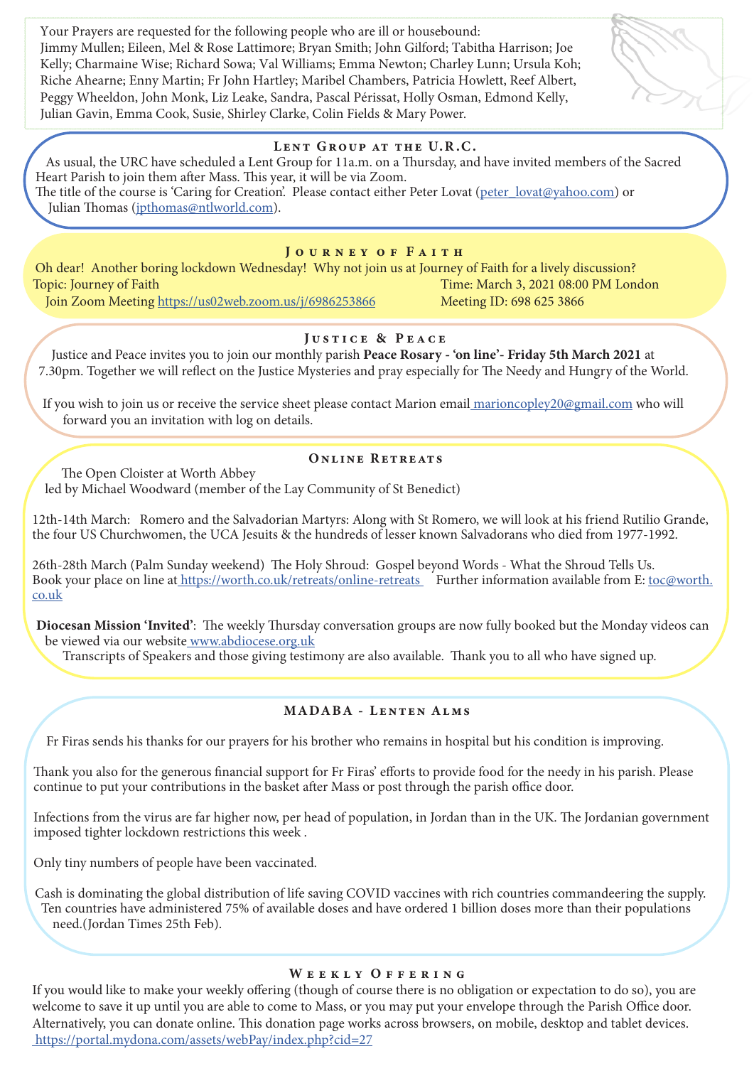Your Prayers are requested for the following people who are ill or housebound: Jimmy Mullen; Eileen, Mel & Rose Lattimore; Bryan Smith; John Gilford; Tabitha Harrison; Joe Kelly; Charmaine Wise; Richard Sowa; Val Williams; Emma Newton; Charley Lunn; Ursula Koh; Riche Ahearne; Enny Martin; Fr John Hartley; Maribel Chambers, Patricia Howlett, Reef Albert, Peggy Wheeldon, John Monk, Liz Leake, Sandra, Pascal Périssat, Holly Osman, Edmond Kelly, Julian Gavin, Emma Cook, Susie, Shirley Clarke, Colin Fields & Mary Power.

## Lent Group at the U.R.C.

As usual, the URC have scheduled a Lent Group for 11a.m. on a Thursday, and have invited members of the Sacred Heart Parish to join them after Mass. This year, it will be via Zoom.
The title of the course is 'Caring for Creation'. Please contact either Peter Lovat (peter_lovat@yahoo.com) or Julian Thomas (jpthomas@ntlworld.com).

## Journey of Faith

Oh dear! Another boring lockdown Wednesday! Why not join us at Journey of Faith for a lively discussion?
Topic: Journey of Faith
Time: March 3, 2021 08:00 PM London
Join Zoom Meeting https://us02web.zoom.us/j/6986253866
Meeting ID: 698 625 3866

## Justice & Peace

Justice and Peace invites you to join our monthly parish **Peace Rosary - 'on line'- Friday 5th March 2021** at 7.30pm. Together we will reflect on the Justice Mysteries and pray especially for The Needy and Hungry of the World.

If you wish to join us or receive the service sheet please contact Marion email marioncopley20@gmail.com who will forward you an invitation with log on details.

## Online Retreats

The Open Cloister at Worth Abbey
led by Michael Woodward (member of the Lay Community of St Benedict)

12th-14th March: Romero and the Salvadorian Martyrs: Along with St Romero, we will look at his friend Rutilio Grande, the four US Churchwomen, the UCA Jesuits & the hundreds of lesser known Salvadorans who died from 1977-1992.

26th-28th March (Palm Sunday weekend) The Holy Shroud: Gospel beyond Words - What the Shroud Tells Us.
Book your place on line at https://worth.co.uk/retreats/online-retreats Further information available from E: toc@worth.co.uk

**Diocesan Mission 'Invited'**: The weekly Thursday conversation groups are now fully booked but the Monday videos can be viewed via our website www.abdiocese.org.uk
Transcripts of Speakers and those giving testimony are also available. Thank you to all who have signed up.

## MADABA - Lenten Alms

Fr Firas sends his thanks for our prayers for his brother who remains in hospital but his condition is improving.

Thank you also for the generous financial support for Fr Firas' efforts to provide food for the needy in his parish. Please continue to put your contributions in the basket after Mass or post through the parish office door.

Infections from the virus are far higher now, per head of population, in Jordan than in the UK. The Jordanian government imposed tighter lockdown restrictions this week .

Only tiny numbers of people have been vaccinated.

Cash is dominating the global distribution of life saving COVID vaccines with rich countries commandeering the supply. Ten countries have administered 75% of available doses and have ordered 1 billion doses more than their populations need.(Jordan Times 25th Feb).

## Weekly Offering

If you would like to make your weekly offering (though of course there is no obligation or expectation to do so), you are welcome to save it up until you are able to come to Mass, or you may put your envelope through the Parish Office door. Alternatively, you can donate online. This donation page works across browsers, on mobile, desktop and tablet devices.
https://portal.mydona.com/assets/webPay/index.php?cid=27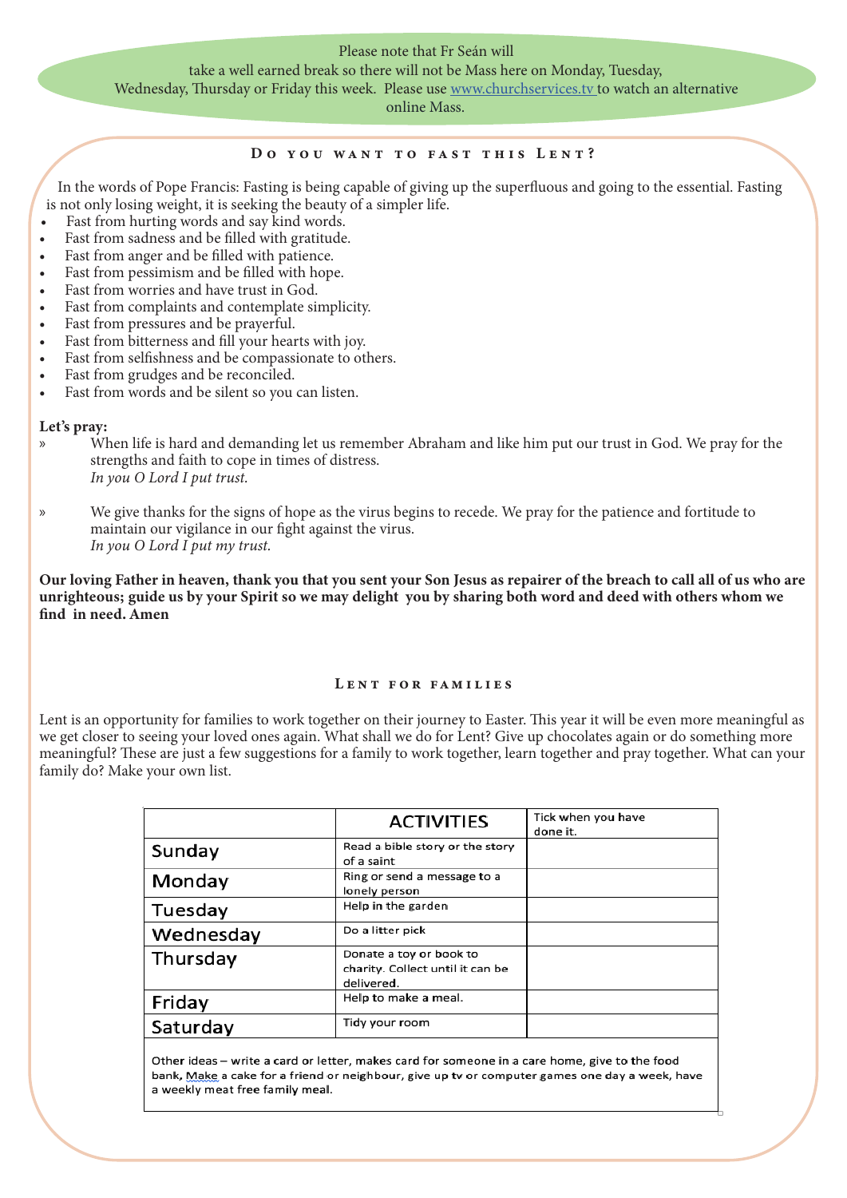Please note that Fr Seán will take a well earned break so there will not be Mass here on Monday, Tuesday, Wednesday, Thursday or Friday this week. Please use [www.churchservices.tv](www.churchservices.tv) to watch an alternative online Mass.

## Do you want to fast this Lent?

In the words of Pope Francis: Fasting is being capable of giving up the superfluous and going to the essential. Fasting is not only losing weight, it is seeking the beauty of a simpler life.

- Fast from hurting words and say kind words.
- Fast from sadness and be filled with gratitude.
- Fast from anger and be filled with patience.
- Fast from pessimism and be filled with hope.
- Fast from worries and have trust in God.
- Fast from complaints and contemplate simplicity.
- Fast from pressures and be prayerful.
- Fast from bitterness and fill your hearts with joy.
- Fast from selfishness and be compassionate to others.
- Fast from grudges and be reconciled.
- Fast from words and be silent so you can listen.

**Let's pray:**

» When life is hard and demanding let us remember Abraham and like him put our trust in God. We pray for the strengths and faith to cope in times of distress.
*In you O Lord I put trust.*

» We give thanks for the signs of hope as the virus begins to recede. We pray for the patience and fortitude to maintain our vigilance in our fight against the virus.
*In you O Lord I put my trust.*

**Our loving Father in heaven, thank you that you sent your Son Jesus as repairer of the breach to call all of us who are unrighteous; guide us by your Spirit so we may delight you by sharing both word and deed with others whom we find in need. Amen**

## Lent for families

Lent is an opportunity for families to work together on their journey to Easter. This year it will be even more meaningful as we get closer to seeing your loved ones again. What shall we do for Lent? Give up chocolates again or do something more meaningful? These are just a few suggestions for a family to work together, learn together and pray together. What can your family do? Make your own list.

| | ACTIVITIES | Tick when you have done it. |
|---|---|---|
| Sunday | Read a bible story or the story of a saint | |
| Monday | Ring or send a message to a lonely person | |
| Tuesday | Help in the garden | |
| Wednesday | Do a litter pick | |
| Thursday | Donate a toy or book to charity. Collect until it can be delivered. | |
| Friday | Help to make a meal. | |
| Saturday | Tidy your room | |

Other ideas – write a card or letter, makes card for someone in a care home, give to the food bank, Make a cake for a friend or neighbour, give up tv or computer games one day a week, have a weekly meat free family meal.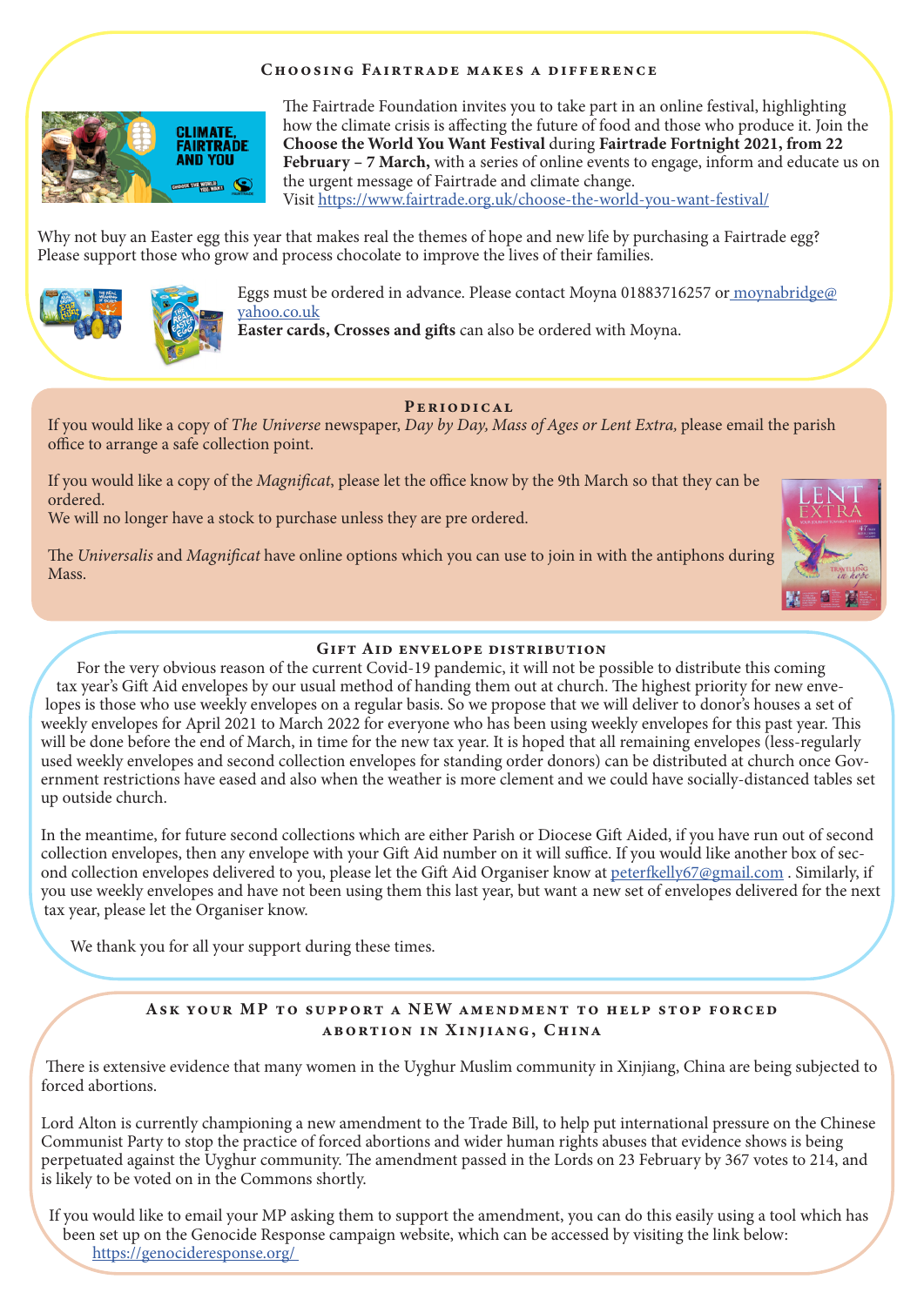## Choosing Fairtrade makes a difference

The Fairtrade Foundation invites you to take part in an online festival, highlighting how the climate crisis is affecting the future of food and those who produce it. Join the **Choose the World You Want Festival** during **Fairtrade Fortnight 2021, from 22 February – 7 March,** with a series of online events to engage, inform and educate us on the urgent message of Fairtrade and climate change.
Visit https://www.fairtrade.org.uk/choose-the-world-you-want-festival/

Why not buy an Easter egg this year that makes real the themes of hope and new life by purchasing a Fairtrade egg? Please support those who grow and process chocolate to improve the lives of their families.

Eggs must be ordered in advance. Please contact Moyna 01883716257 or moynabridge@yahoo.co.uk
**Easter cards, Crosses and gifts** can also be ordered with Moyna.

## Periodical

If you would like a copy of *The Universe* newspaper, *Day by Day, Mass of Ages or Lent Extra,* please email the parish office to arrange a safe collection point.

If you would like a copy of the *Magnificat*, please let the office know by the 9th March so that they can be ordered.
We will no longer have a stock to purchase unless they are pre ordered.

The *Universalis* and *Magnificat* have online options which you can use to join in with the antiphons during Mass.

## Gift Aid envelope distribution

For the very obvious reason of the current Covid-19 pandemic, it will not be possible to distribute this coming tax year's Gift Aid envelopes by our usual method of handing them out at church. The highest priority for new envelopes is those who use weekly envelopes on a regular basis. So we propose that we will deliver to donor's houses a set of weekly envelopes for April 2021 to March 2022 for everyone who has been using weekly envelopes for this past year. This will be done before the end of March, in time for the new tax year. It is hoped that all remaining envelopes (less-regularly used weekly envelopes and second collection envelopes for standing order donors) can be distributed at church once Government restrictions have eased and also when the weather is more clement and we could have socially-distanced tables set up outside church.

In the meantime, for future second collections which are either Parish or Diocese Gift Aided, if you have run out of second collection envelopes, then any envelope with your Gift Aid number on it will suffice. If you would like another box of second collection envelopes delivered to you, please let the Gift Aid Organiser know at peterfkelly67@gmail.com . Similarly, if you use weekly envelopes and have not been using them this last year, but want a new set of envelopes delivered for the next tax year, please let the Organiser know.

We thank you for all your support during these times.

## Ask your MP to support a NEW amendment to help stop forced abortion in Xinjiang, China

There is extensive evidence that many women in the Uyghur Muslim community in Xinjiang, China are being subjected to forced abortions.

Lord Alton is currently championing a new amendment to the Trade Bill, to help put international pressure on the Chinese Communist Party to stop the practice of forced abortions and wider human rights abuses that evidence shows is being perpetuated against the Uyghur community. The amendment passed in the Lords on 23 February by 367 votes to 214, and is likely to be voted on in the Commons shortly.

If you would like to email your MP asking them to support the amendment, you can do this easily using a tool which has been set up on the Genocide Response campaign website, which can be accessed by visiting the link below:
https://genocideresponse.org/